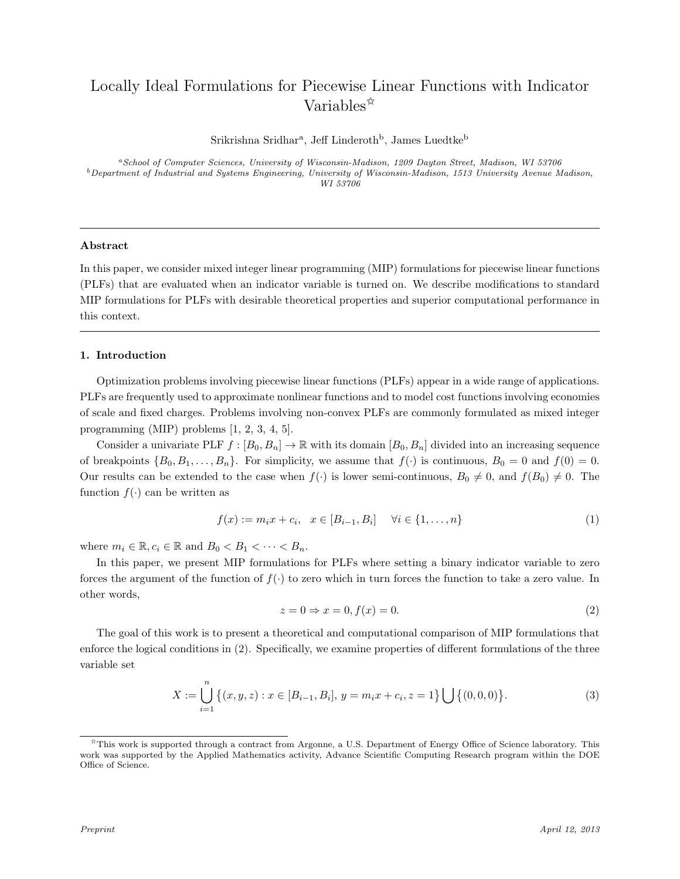# Locally Ideal Formulations for Piecewise Linear Functions with Indicator Variables[☆]

Srikrishna Sridhar[a], Jeff Linderoth[b], James Luedtke[b]

[a]*School of Computer Sciences, University of Wisconsin-Madison, 1209 Dayton Street, Madison, WI 53706*
[b]*Department of Industrial and Systems Engineering, University of Wisconsin-Madison, 1513 University Avenue Madison, WI 53706*

---

### Abstract

In this paper, we consider mixed integer linear programming (MIP) formulations for piecewise linear functions (PLFs) that are evaluated when an indicator variable is turned on. We describe modifications to standard MIP formulations for PLFs with desirable theoretical properties and superior computational performance in this context.

---

## 1. Introduction

Optimization problems involving piecewise linear functions (PLFs) appear in a wide range of applications. PLFs are frequently used to approximate nonlinear functions and to model cost functions involving economies of scale and fixed charges. Problems involving non-convex PLFs are commonly formulated as mixed integer programming (MIP) problems [1, 2, 3, 4, 5].

Consider a univariate PLF $f : [B_0, B_n] \to \mathbb{R}$ with its domain $[B_0, B_n]$ divided into an increasing sequence of breakpoints $\{B_0, B_1, \dots, B_n\}$. For simplicity, we assume that $f(\cdot)$ is continuous, $B_0 = 0$ and $f(0) = 0$. Our results can be extended to the case when $f(\cdot)$ is lower semi-continuous, $B_0 \neq 0$, and $f(B_0) \neq 0$. The function $f(\cdot)$ can be written as

$$f(x) := m_i x + c_i, \quad x \in [B_{i-1}, B_i] \quad \forall i \in \{1, \dots, n\} \tag{1}$$

where $m_i \in \mathbb{R}, c_i \in \mathbb{R}$ and $B_0 < B_1 < \cdots < B_n$.

In this paper, we present MIP formulations for PLFs where setting a binary indicator variable to zero forces the argument of the function of $f(\cdot)$ to zero which in turn forces the function to take a zero value. In other words,

$$z = 0 \Rightarrow x = 0, f(x) = 0. \tag{2}$$

The goal of this work is to present a theoretical and computational comparison of MIP formulations that enforce the logical conditions in (2). Specifically, we examine properties of different formulations of the three variable set

$$X := \bigcup_{i=1}^{n} \{(x, y, z) : x \in [B_{i-1}, B_i],\, y = m_i x + c_i, z = 1\} \bigcup \{(0, 0, 0)\}. \tag{3}$$

---

[☆]This work is supported through a contract from Argonne, a U.S. Department of Energy Office of Science laboratory. This work was supported by the Applied Mathematics activity, Advance Scientific Computing Research program within the DOE Office of Science.

*Preprint* *April 12, 2013*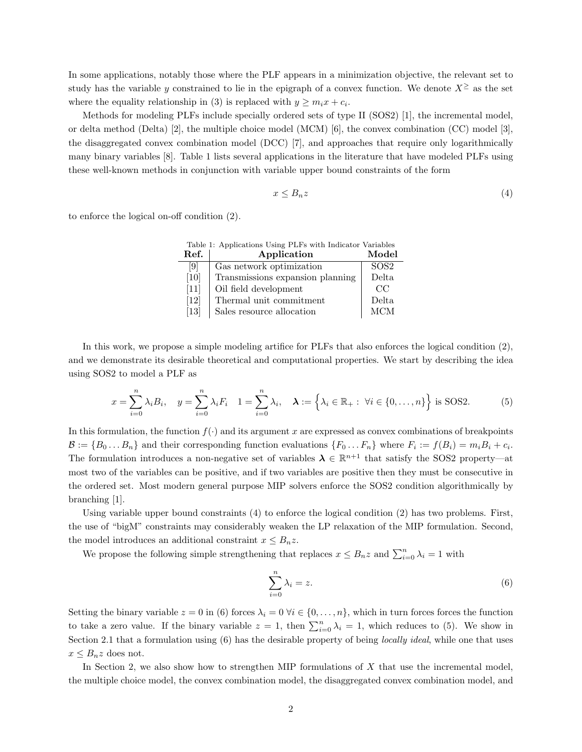In some applications, notably those where the PLF appears in a minimization objective, the relevant set to study has the variable $y$ constrained to lie in the epigraph of a convex function. We denote $X^{\geq}$ as the set where the equality relationship in (3) is replaced with $y \geq m_i x + c_i$.

Methods for modeling PLFs include specially ordered sets of type II (SOS2) [1], the incremental model, or delta method (Delta) [2], the multiple choice model (MCM) [6], the convex combination (CC) model [3], the disaggregated convex combination model (DCC) [7], and approaches that require only logarithmically many binary variables [8]. Table 1 lists several applications in the literature that have modeled PLFs using these well-known methods in conjunction with variable upper bound constraints of the form

$$x \leq B_n z \tag{4}$$

to enforce the logical on-off condition (2).

Table 1: Applications Using PLFs with Indicator Variables

| Ref. | Application | Model |
|---|---|---|
| [9] | Gas network optimization | SOS2 |
| [10] | Transmissions expansion planning | Delta |
| [11] | Oil field development | CC |
| [12] | Thermal unit commitment | Delta |
| [13] | Sales resource allocation | MCM |

In this work, we propose a simple modeling artifice for PLFs that also enforces the logical condition (2), and we demonstrate its desirable theoretical and computational properties. We start by describing the idea using SOS2 to model a PLF as

$$x = \sum_{i=0}^{n} \lambda_i B_i, \quad y = \sum_{i=0}^{n} \lambda_i F_i \quad 1 = \sum_{i=0}^{n} \lambda_i, \quad \boldsymbol{\lambda} := \Big\{ \lambda_i \in \mathbb{R}_+ : \ \forall i \in \{0, \dots, n\} \Big\} \text{ is SOS2.} \tag{5}$$

In this formulation, the function $f(\cdot)$ and its argument $x$ are expressed as convex combinations of breakpoints $\mathcal{B} := \{B_0 \dots B_n\}$ and their corresponding function evaluations $\{F_0 \dots F_n\}$ where $F_i := f(B_i) = m_i B_i + c_i$. The formulation introduces a non-negative set of variables $\boldsymbol{\lambda} \in \mathbb{R}^{n+1}$ that satisfy the SOS2 property—at most two of the variables can be positive, and if two variables are positive then they must be consecutive in the ordered set. Most modern general purpose MIP solvers enforce the SOS2 condition algorithmically by branching [1].

Using variable upper bound constraints (4) to enforce the logical condition (2) has two problems. First, the use of "bigM" constraints may considerably weaken the LP relaxation of the MIP formulation. Second, the model introduces an additional constraint $x \leq B_n z$.

We propose the following simple strengthening that replaces $x \leq B_n z$ and $\sum_{i=0}^{n} \lambda_i = 1$ with

$$\sum_{i=0}^{n} \lambda_i = z. \tag{6}$$

Setting the binary variable $z = 0$ in (6) forces $\lambda_i = 0 \ \forall i \in \{0, \dots, n\}$, which in turn forces forces the function to take a zero value. If the binary variable $z = 1$, then $\sum_{i=0}^{n} \lambda_i = 1$, which reduces to (5). We show in Section 2.1 that a formulation using (6) has the desirable property of being *locally ideal*, while one that uses $x \leq B_n z$ does not.

In Section 2, we also show how to strengthen MIP formulations of $X$ that use the incremental model, the multiple choice model, the convex combination model, the disaggregated convex combination model, and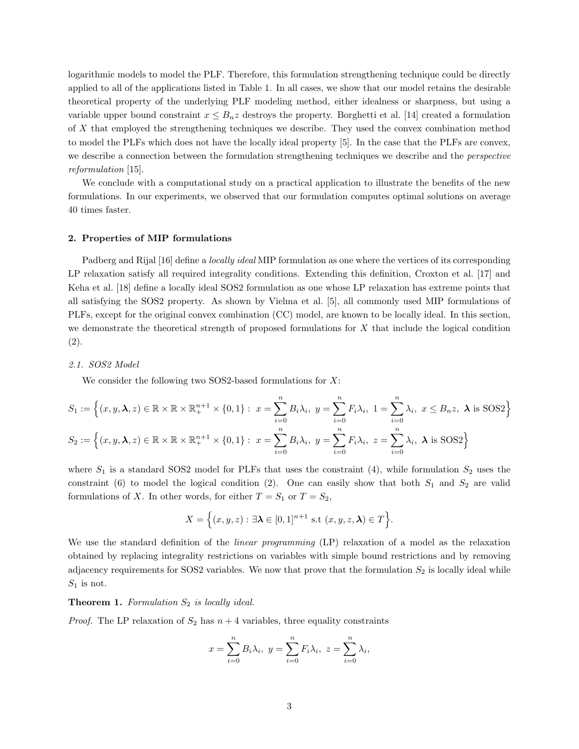logarithmic models to model the PLF. Therefore, this formulation strengthening technique could be directly applied to all of the applications listed in Table 1. In all cases, we show that our model retains the desirable theoretical property of the underlying PLF modeling method, either idealness or sharpness, but using a variable upper bound constraint $x \leq B_n z$ destroys the property. Borghetti et al. [14] created a formulation of $X$ that employed the strengthening techniques we describe. They used the convex combination method to model the PLFs which does not have the locally ideal property [5]. In the case that the PLFs are convex, we describe a connection between the formulation strengthening techniques we describe and the *perspective reformulation* [15].

We conclude with a computational study on a practical application to illustrate the benefits of the new formulations. In our experiments, we observed that our formulation computes optimal solutions on average 40 times faster.

## 2. Properties of MIP formulations

Padberg and Rijal [16] define a *locally ideal* MIP formulation as one where the vertices of its corresponding LP relaxation satisfy all required integrality conditions. Extending this definition, Croxton et al. [17] and Keha et al. [18] define a locally ideal SOS2 formulation as one whose LP relaxation has extreme points that all satisfying the SOS2 property. As shown by Vielma et al. [5], all commonly used MIP formulations of PLFs, except for the original convex combination (CC) model, are known to be locally ideal. In this section, we demonstrate the theoretical strength of proposed formulations for $X$ that include the logical condition (2).

### 2.1. SOS2 Model

We consider the following two SOS2-based formulations for $X$:

$$S_1 := \Big\{(x, y, \boldsymbol{\lambda}, z) \in \mathbb{R} \times \mathbb{R} \times \mathbb{R}_+^{n+1} \times \{0,1\} : \ x = \sum_{i=0}^{n} B_i \lambda_i, \ y = \sum_{i=0}^{n} F_i \lambda_i, \ 1 = \sum_{i=0}^{n} \lambda_i, \ x \leq B_n z, \ \boldsymbol{\lambda} \text{ is SOS2}\Big\}$$

$$S_2 := \Big\{(x, y, \boldsymbol{\lambda}, z) \in \mathbb{R} \times \mathbb{R} \times \mathbb{R}_+^{n+1} \times \{0,1\} : \ x = \sum_{i=0}^{n} B_i \lambda_i, \ y = \sum_{i=0}^{n} F_i \lambda_i, \ z = \sum_{i=0}^{n} \lambda_i, \ \boldsymbol{\lambda} \text{ is SOS2}\Big\}$$

where $S_1$ is a standard SOS2 model for PLFs that uses the constraint (4), while formulation $S_2$ uses the constraint (6) to model the logical condition (2). One can easily show that both $S_1$ and $S_2$ are valid formulations of $X$. In other words, for either $T = S_1$ or $T = S_2$,

$$X = \Big\{(x, y, z) : \exists \boldsymbol{\lambda} \in [0,1]^{n+1} \text{ s.t } (x, y, z, \boldsymbol{\lambda}) \in T\Big\}.$$

We use the standard definition of the *linear programming* (LP) relaxation of a model as the relaxation obtained by replacing integrality restrictions on variables with simple bound restrictions and by removing adjacency requirements for SOS2 variables. We now that prove that the formulation $S_2$ is locally ideal while $S_1$ is not.

**Theorem 1.** *Formulation $S_2$ is locally ideal.*

*Proof.* The LP relaxation of $S_2$ has $n + 4$ variables, three equality constraints

$$x = \sum_{i=0}^{n} B_i \lambda_i, \ y = \sum_{i=0}^{n} F_i \lambda_i, \ z = \sum_{i=0}^{n} \lambda_i,$$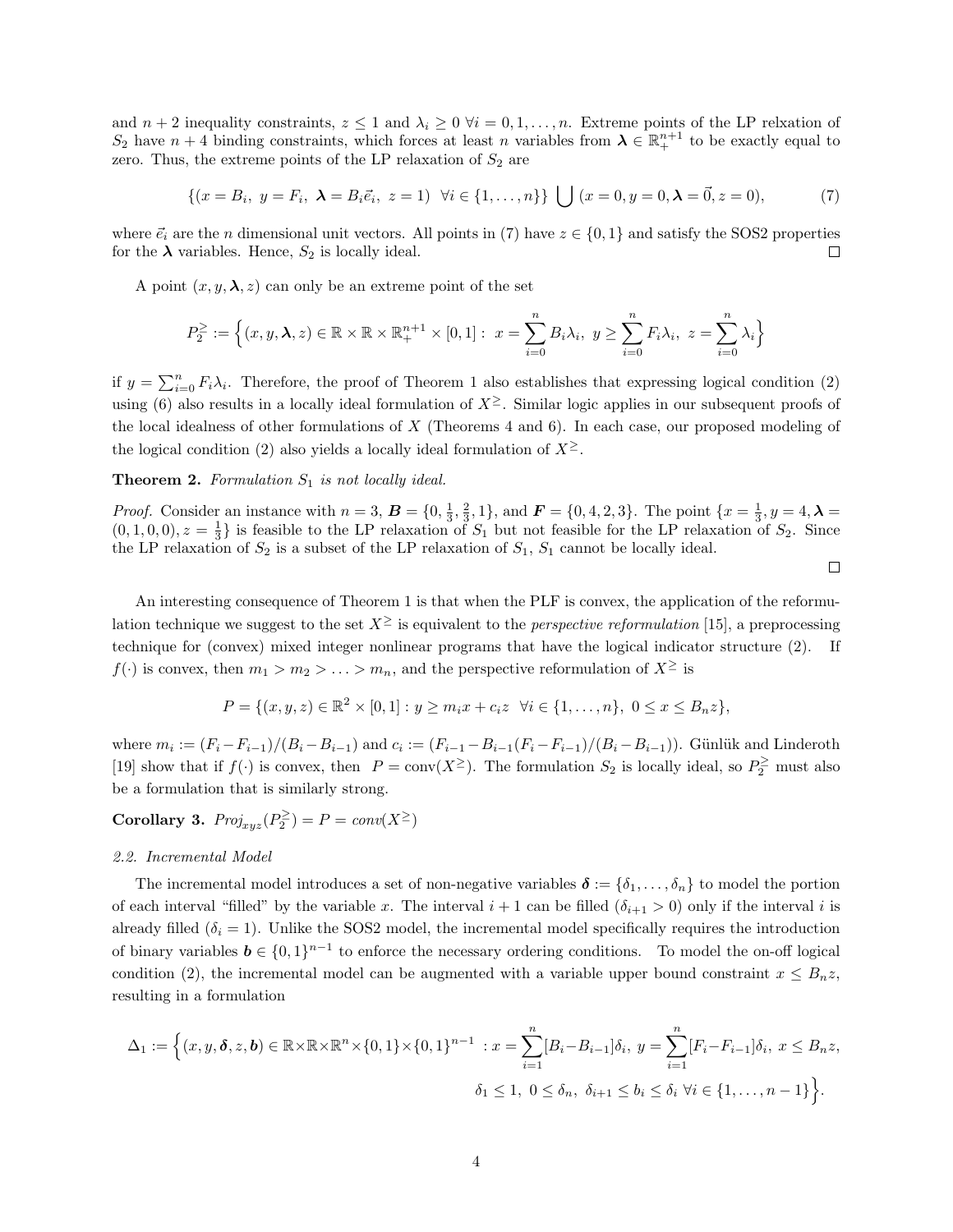and $n+2$ inequality constraints, $z \leq 1$ and $\lambda_i \geq 0 \; \forall i = 0, 1, \ldots, n$. Extreme points of the LP relxation of $S_2$ have $n+4$ binding constraints, which forces at least $n$ variables from $\boldsymbol{\lambda} \in \mathbb{R}_+^{n+1}$ to be exactly equal to zero. Thus, the extreme points of the LP relaxation of $S_2$ are

$$\{(x = B_i, \; y = F_i, \; \boldsymbol{\lambda} = B_i \vec{e}_i, \; z = 1) \;\; \forall i \in \{1, \ldots, n\}\} \bigcup (x = 0, y = 0, \boldsymbol{\lambda} = \vec{0}, z = 0), \tag{7}$$

where $\vec{e}_i$ are the $n$ dimensional unit vectors. All points in (7) have $z \in \{0, 1\}$ and satisfy the SOS2 properties for the $\boldsymbol{\lambda}$ variables. Hence, $S_2$ is locally ideal. $\square$

A point $(x, y, \boldsymbol{\lambda}, z)$ can only be an extreme point of the set

$$P_2^{\geq} := \Big\{(x, y, \boldsymbol{\lambda}, z) \in \mathbb{R} \times \mathbb{R} \times \mathbb{R}_+^{n+1} \times [0, 1] : \; x = \sum_{i=0}^{n} B_i \lambda_i, \; y \geq \sum_{i=0}^{n} F_i \lambda_i, \; z = \sum_{i=0}^{n} \lambda_i \Big\}$$

if $y = \sum_{i=0}^{n} F_i \lambda_i$. Therefore, the proof of Theorem 1 also establishes that expressing logical condition (2) using (6) also results in a locally ideal formulation of $X^{\geq}$. Similar logic applies in our subsequent proofs of the local idealness of other formulations of $X$ (Theorems 4 and 6). In each case, our proposed modeling of the logical condition (2) also yields a locally ideal formulation of $X^{\geq}$.

**Theorem 2.** *Formulation $S_1$ is not locally ideal.*

*Proof.* Consider an instance with $n = 3$, $\boldsymbol{B} = \{0, \frac{1}{3}, \frac{2}{3}, 1\}$, and $\boldsymbol{F} = \{0, 4, 2, 3\}$. The point $\{x = \frac{1}{3}, y = 4, \boldsymbol{\lambda} = (0, 1, 0, 0), z = \frac{1}{3}\}$ is feasible to the LP relaxation of $S_1$ but not feasible for the LP relaxation of $S_2$. Since the LP relaxation of $S_2$ is a subset of the LP relaxation of $S_1$, $S_1$ cannot be locally ideal. $\square$

An interesting consequence of Theorem 1 is that when the PLF is convex, the application of the reformulation technique we suggest to the set $X^{\geq}$ is equivalent to the *perspective reformulation* [15], a preprocessing technique for (convex) mixed integer nonlinear programs that have the logical indicator structure (2). If $f(\cdot)$ is convex, then $m_1 > m_2 > \ldots > m_n$, and the perspective reformulation of $X^{\geq}$ is

$$P = \{(x, y, z) \in \mathbb{R}^2 \times [0, 1] : y \geq m_i x + c_i z \;\; \forall i \in \{1, \ldots, n\}, \; 0 \leq x \leq B_n z\},$$

where $m_i := (F_i - F_{i-1})/(B_i - B_{i-1})$ and $c_i := (F_{i-1} - B_{i-1}(F_i - F_{i-1})/(B_i - B_{i-1}))$. Günlük and Linderoth [19] show that if $f(\cdot)$ is convex, then $P = \text{conv}(X^{\geq})$. The formulation $S_2$ is locally ideal, so $P_2^{\geq}$ must also be a formulation that is similarly strong.

**Corollary 3.** $\mathit{Proj}_{xyz}(P_2^{\geq}) = P = \mathit{conv}(X^{\geq})$

### 2.2. Incremental Model

The incremental model introduces a set of non-negative variables $\boldsymbol{\delta} := \{\delta_1, \ldots, \delta_n\}$ to model the portion of each interval "filled" by the variable $x$. The interval $i+1$ can be filled ($\delta_{i+1} > 0$) only if the interval $i$ is already filled ($\delta_i = 1$). Unlike the SOS2 model, the incremental model specifically requires the introduction of binary variables $\boldsymbol{b} \in \{0, 1\}^{n-1}$ to enforce the necessary ordering conditions. To model the on-off logical condition (2), the incremental model can be augmented with a variable upper bound constraint $x \leq B_n z$, resulting in a formulation

$$\Delta_1 := \Big\{(x, y, \boldsymbol{\delta}, z, \boldsymbol{b}) \in \mathbb{R} \times \mathbb{R} \times \mathbb{R}^n \times \{0, 1\} \times \{0, 1\}^{n-1} \; : x = \sum_{i=1}^{n} [B_i - B_{i-1}] \delta_i, \; y = \sum_{i=1}^{n} [F_i - F_{i-1}] \delta_i, \; x \leq B_n z,$$
$$\delta_1 \leq 1, \; 0 \leq \delta_n, \; \delta_{i+1} \leq b_i \leq \delta_i \; \forall i \in \{1, \ldots, n-1\} \Big\}.$$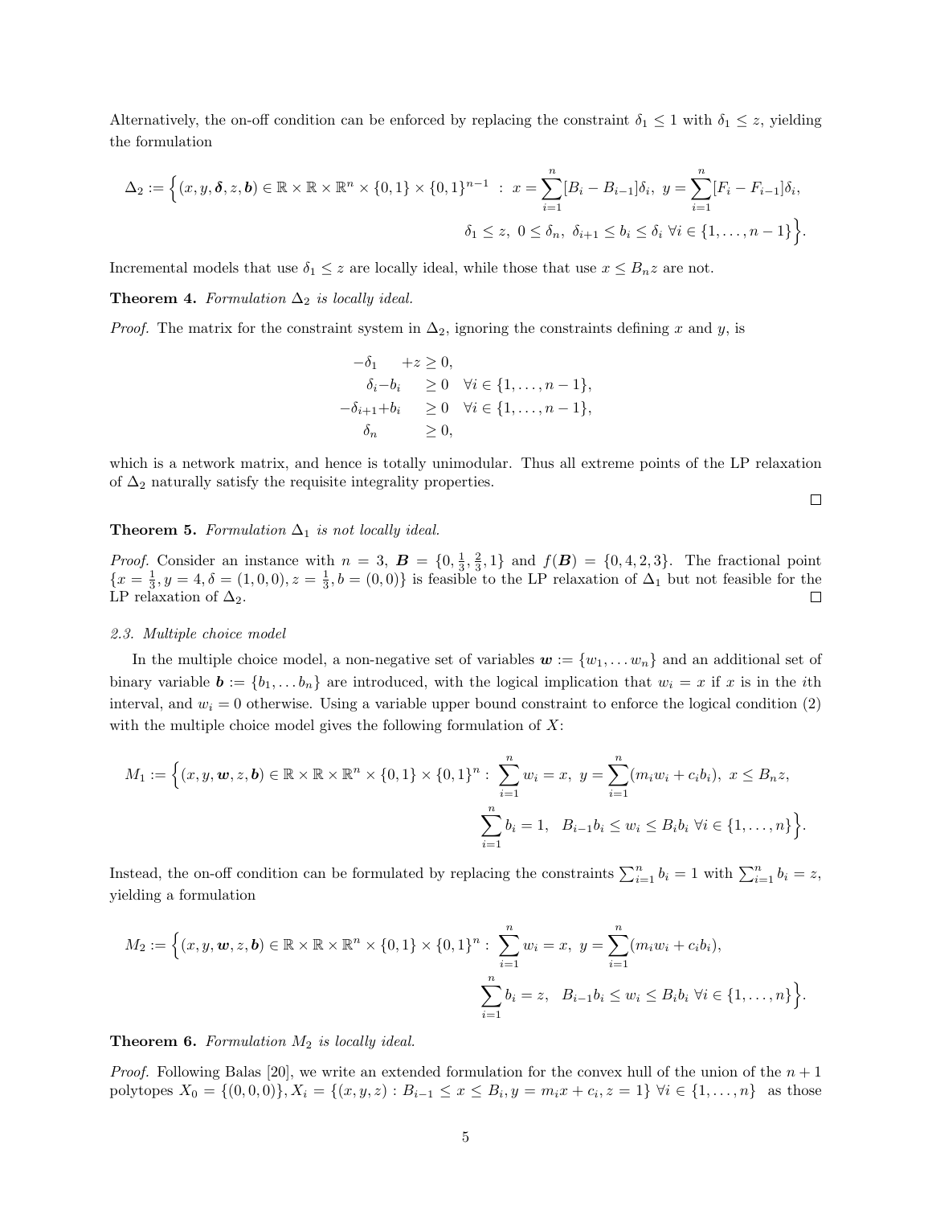Alternatively, the on-off condition can be enforced by replacing the constraint $\delta_1 \leq 1$ with $\delta_1 \leq z$, yielding the formulation

$$\Delta_2 := \Big\{(x, y, \boldsymbol{\delta}, z, \boldsymbol{b}) \in \mathbb{R} \times \mathbb{R} \times \mathbb{R}^n \times \{0,1\} \times \{0,1\}^{n-1} \ : \ x = \sum_{i=1}^{n} [B_i - B_{i-1}]\delta_i, \ y = \sum_{i=1}^{n} [F_i - F_{i-1}]\delta_i,$$
$$\delta_1 \leq z, \ 0 \leq \delta_n, \ \delta_{i+1} \leq b_i \leq \delta_i \ \forall i \in \{1, \ldots, n-1\}\Big\}.$$

Incremental models that use $\delta_1 \leq z$ are locally ideal, while those that use $x \leq B_n z$ are not.

**Theorem 4.** *Formulation $\Delta_2$ is locally ideal.*

*Proof.* The matrix for the constraint system in $\Delta_2$, ignoring the constraints defining $x$ and $y$, is

$$\begin{aligned}
-\delta_1 \quad +z &\geq 0, \\
\delta_i - b_i \quad &\geq 0 \quad \forall i \in \{1, \ldots, n-1\}, \\
-\delta_{i+1} + b_i \quad &\geq 0 \quad \forall i \in \{1, \ldots, n-1\}, \\
\delta_n \quad &\geq 0,
\end{aligned}$$

which is a network matrix, and hence is totally unimodular. Thus all extreme points of the LP relaxation of $\Delta_2$ naturally satisfy the requisite integrality properties. □

**Theorem 5.** *Formulation $\Delta_1$ is not locally ideal.*

*Proof.* Consider an instance with $n = 3$, $\boldsymbol{B} = \{0, \frac{1}{3}, \frac{2}{3}, 1\}$ and $f(\boldsymbol{B}) = \{0, 4, 2, 3\}$. The fractional point $\{x = \frac{1}{3}, y = 4, \delta = (1, 0, 0), z = \frac{1}{3}, b = (0, 0)\}$ is feasible to the LP relaxation of $\Delta_1$ but not feasible for the LP relaxation of $\Delta_2$. □

### 2.3. Multiple choice model

In the multiple choice model, a non-negative set of variables $\boldsymbol{w} := \{w_1, \ldots w_n\}$ and an additional set of binary variable $\boldsymbol{b} := \{b_1, \ldots b_n\}$ are introduced, with the logical implication that $w_i = x$ if $x$ is in the $i$th interval, and $w_i = 0$ otherwise. Using a variable upper bound constraint to enforce the logical condition (2) with the multiple choice model gives the following formulation of $X$:

$$M_1 := \Big\{(x, y, \boldsymbol{w}, z, \boldsymbol{b}) \in \mathbb{R} \times \mathbb{R} \times \mathbb{R}^n \times \{0,1\} \times \{0,1\}^n : \ \sum_{i=1}^{n} w_i = x, \ y = \sum_{i=1}^{n} (m_i w_i + c_i b_i), \ x \leq B_n z,$$
$$\sum_{i=1}^{n} b_i = 1, \ \ B_{i-1} b_i \leq w_i \leq B_i b_i \ \forall i \in \{1, \ldots, n\}\Big\}.$$

Instead, the on-off condition can be formulated by replacing the constraints $\sum_{i=1}^{n} b_i = 1$ with $\sum_{i=1}^{n} b_i = z$, yielding a formulation

$$M_2 := \Big\{(x, y, \boldsymbol{w}, z, \boldsymbol{b}) \in \mathbb{R} \times \mathbb{R} \times \mathbb{R}^n \times \{0,1\} \times \{0,1\}^n : \ \sum_{i=1}^{n} w_i = x, \ y = \sum_{i=1}^{n} (m_i w_i + c_i b_i),$$
$$\sum_{i=1}^{n} b_i = z, \ \ B_{i-1} b_i \leq w_i \leq B_i b_i \ \forall i \in \{1, \ldots, n\}\Big\}.$$

**Theorem 6.** *Formulation $M_2$ is locally ideal.*

*Proof.* Following Balas [20], we write an extended formulation for the convex hull of the union of the $n+1$ polytopes $X_0 = \{(0, 0, 0)\}, X_i = \{(x, y, z) : B_{i-1} \leq x \leq B_i, y = m_i x + c_i, z = 1\} \ \forall i \in \{1, \ldots, n\}$ as those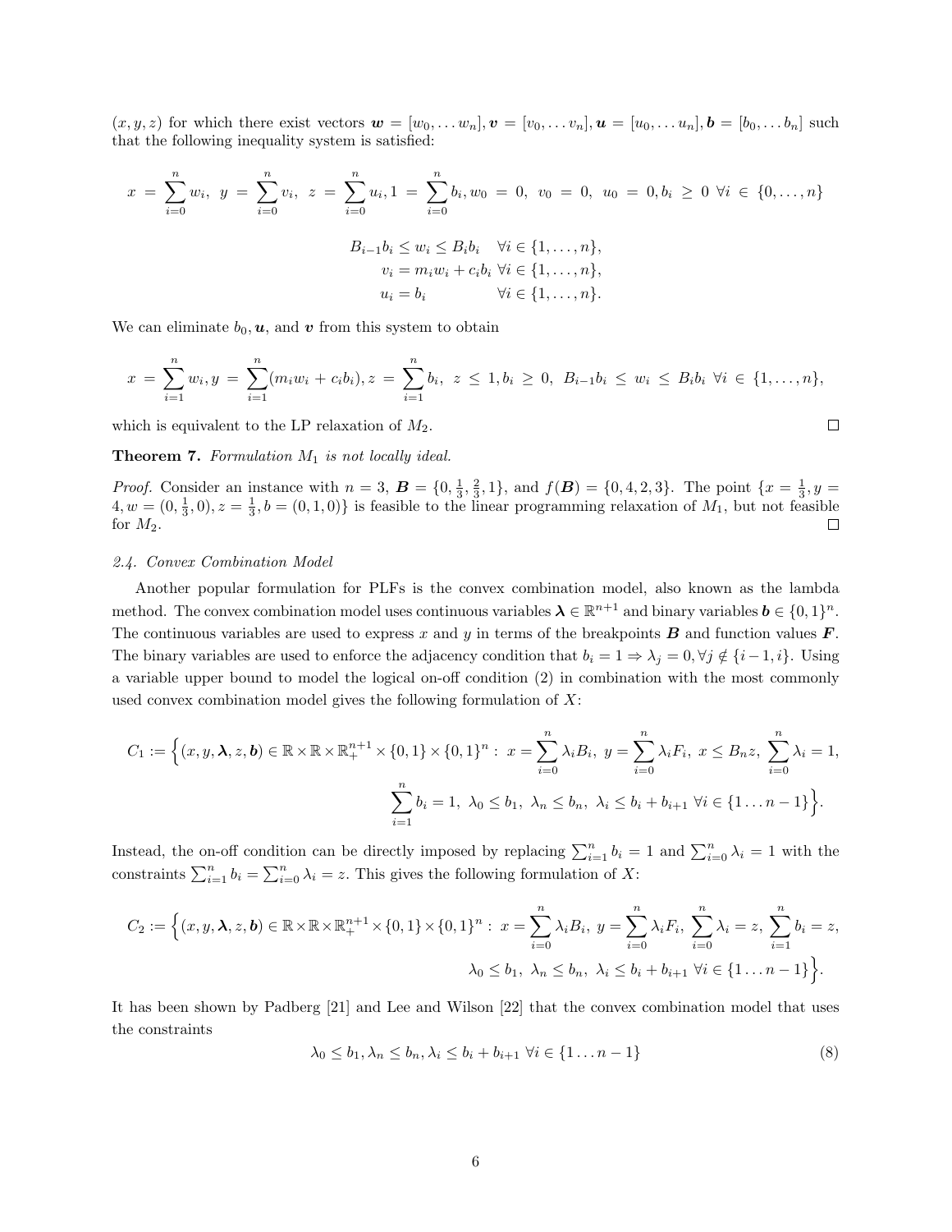$(x, y, z)$ for which there exist vectors $\boldsymbol{w} = [w_0, \dots w_n], \boldsymbol{v} = [v_0, \dots v_n], \boldsymbol{u} = [u_0, \dots u_n], \boldsymbol{b} = [b_0, \dots b_n]$ such that the following inequality system is satisfied:

$$x = \sum_{i=0}^{n} w_i, \; y = \sum_{i=0}^{n} v_i, \; z = \sum_{i=0}^{n} u_i, 1 = \sum_{i=0}^{n} b_i, w_0 = 0, \; v_0 = 0, \; u_0 = 0, b_i \geq 0 \; \forall i \in \{0, \dots, n\}$$

$$\begin{aligned} B_{i-1} b_i \leq w_i \leq B_i b_i & \quad \forall i \in \{1, \dots, n\}, \\ v_i = m_i w_i + c_i b_i & \quad \forall i \in \{1, \dots, n\}, \\ u_i = b_i & \quad \forall i \in \{1, \dots, n\}. \end{aligned}$$

We can eliminate $b_0, \boldsymbol{u}$, and $\boldsymbol{v}$ from this system to obtain

$$x = \sum_{i=1}^{n} w_i, y = \sum_{i=1}^{n} (m_i w_i + c_i b_i), z = \sum_{i=1}^{n} b_i, \; z \leq 1, b_i \geq 0, \; B_{i-1} b_i \leq w_i \leq B_i b_i \; \forall i \in \{1, \dots, n\},$$

which is equivalent to the LP relaxation of $M_2$. □

**Theorem 7.** *Formulation $M_1$ is not locally ideal.*

*Proof.* Consider an instance with $n = 3$, $\boldsymbol{B} = \{0, \frac{1}{3}, \frac{2}{3}, 1\}$, and $f(\boldsymbol{B}) = \{0, 4, 2, 3\}$. The point $\{x = \frac{1}{3}, y = 4, w = (0, \frac{1}{3}, 0), z = \frac{1}{3}, b = (0, 1, 0)\}$ is feasible to the linear programming relaxation of $M_1$, but not feasible for $M_2$. □

*2.4. Convex Combination Model*

Another popular formulation for PLFs is the convex combination model, also known as the lambda method. The convex combination model uses continuous variables $\boldsymbol{\lambda} \in \mathbb{R}^{n+1}$ and binary variables $\boldsymbol{b} \in \{0, 1\}^n$. The continuous variables are used to express $x$ and $y$ in terms of the breakpoints $\boldsymbol{B}$ and function values $\boldsymbol{F}$. The binary variables are used to enforce the adjacency condition that $b_i = 1 \Rightarrow \lambda_j = 0, \forall j \notin \{i-1, i\}$. Using a variable upper bound to model the logical on-off condition (2) in combination with the most commonly used convex combination model gives the following formulation of $X$:

$$C_1 := \Big\{(x, y, \boldsymbol{\lambda}, z, \boldsymbol{b}) \in \mathbb{R} \times \mathbb{R} \times \mathbb{R}_+^{n+1} \times \{0, 1\} \times \{0, 1\}^n : \; x = \sum_{i=0}^{n} \lambda_i B_i, \; y = \sum_{i=0}^{n} \lambda_i F_i, \; x \leq B_n z, \; \sum_{i=0}^{n} \lambda_i = 1,$$
$$\sum_{i=1}^{n} b_i = 1, \; \lambda_0 \leq b_1, \; \lambda_n \leq b_n, \; \lambda_i \leq b_i + b_{i+1} \; \forall i \in \{1 \dots n-1\}\Big\}.$$

Instead, the on-off condition can be directly imposed by replacing $\sum_{i=1}^{n} b_i = 1$ and $\sum_{i=0}^{n} \lambda_i = 1$ with the constraints $\sum_{i=1}^{n} b_i = \sum_{i=0}^{n} \lambda_i = z$. This gives the following formulation of $X$:

$$C_2 := \Big\{(x, y, \boldsymbol{\lambda}, z, \boldsymbol{b}) \in \mathbb{R} \times \mathbb{R} \times \mathbb{R}_+^{n+1} \times \{0, 1\} \times \{0, 1\}^n : \; x = \sum_{i=0}^{n} \lambda_i B_i, \; y = \sum_{i=0}^{n} \lambda_i F_i, \; \sum_{i=0}^{n} \lambda_i = z, \; \sum_{i=1}^{n} b_i = z,$$
$$\lambda_0 \leq b_1, \; \lambda_n \leq b_n, \; \lambda_i \leq b_i + b_{i+1} \; \forall i \in \{1 \dots n-1\}\Big\}.$$

It has been shown by Padberg [21] and Lee and Wilson [22] that the convex combination model that uses the constraints

$$\lambda_0 \leq b_1, \lambda_n \leq b_n, \lambda_i \leq b_i + b_{i+1} \; \forall i \in \{1 \dots n-1\} \tag{8}$$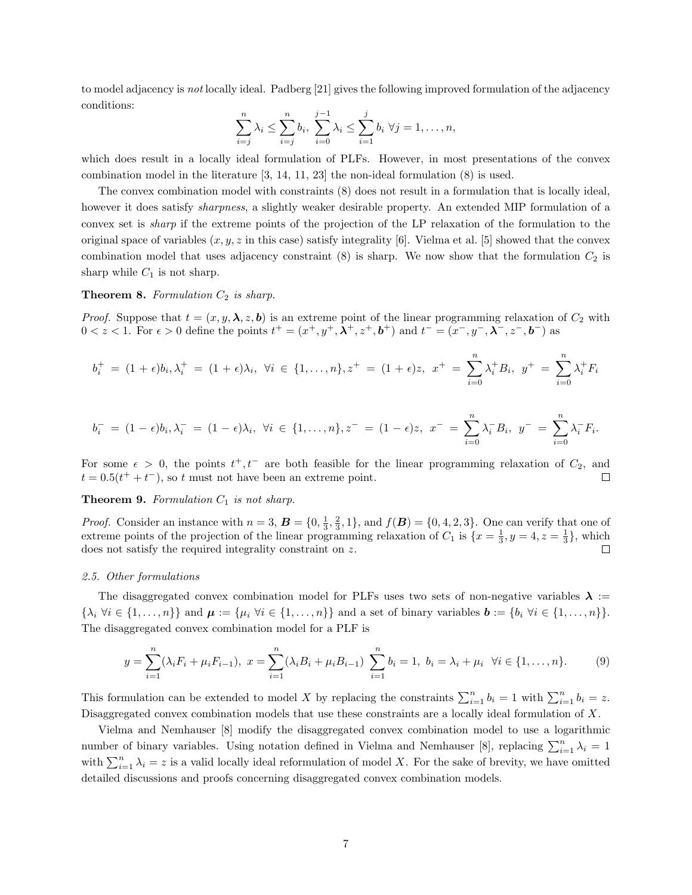to model adjacency is *not* locally ideal. Padberg [21] gives the following improved formulation of the adjacency conditions:

$$\sum_{i=j}^{n} \lambda_i \leq \sum_{i=j}^{n} b_i, \; \sum_{i=0}^{j-1} \lambda_i \leq \sum_{i=1}^{j} b_i \; \forall j = 1, \ldots, n,$$

which does result in a locally ideal formulation of PLFs. However, in most presentations of the convex combination model in the literature [3, 14, 11, 23] the non-ideal formulation (8) is used.

The convex combination model with constraints (8) does not result in a formulation that is locally ideal, however it does satisfy *sharpness*, a slightly weaker desirable property. An extended MIP formulation of a convex set is *sharp* if the extreme points of the projection of the LP relaxation of the formulation to the original space of variables ($x, y, z$ in this case) satisfy integrality [6]. Vielma et al. [5] showed that the convex combination model that uses adjacency constraint (8) is sharp. We now show that the formulation $C_2$ is sharp while $C_1$ is not sharp.

**Theorem 8.** *Formulation $C_2$ is sharp.*

*Proof.* Suppose that $t = (x, y, \boldsymbol{\lambda}, z, \boldsymbol{b})$ is an extreme point of the linear programming relaxation of $C_2$ with $0 < z < 1$. For $\epsilon > 0$ define the points $t^+ = (x^+, y^+, \boldsymbol{\lambda}^+, z^+, \boldsymbol{b}^+)$ and $t^- = (x^-, y^-, \boldsymbol{\lambda}^-, z^-, \boldsymbol{b}^-)$ as

$$b_i^+ = (1+\epsilon)b_i, \lambda_i^+ = (1+\epsilon)\lambda_i, \;\; \forall i \in \{1, \ldots, n\}, z^+ = (1+\epsilon)z, \;\; x^+ = \sum_{i=0}^{n} \lambda_i^+ B_i, \;\; y^+ = \sum_{i=0}^{n} \lambda_i^+ F_i$$

$$b_i^- = (1-\epsilon)b_i, \lambda_i^- = (1-\epsilon)\lambda_i, \;\; \forall i \in \{1, \ldots, n\}, z^- = (1-\epsilon)z, \;\; x^- = \sum_{i=0}^{n} \lambda_i^- B_i, \;\; y^- = \sum_{i=0}^{n} \lambda_i^- F_i.$$

For some $\epsilon > 0$, the points $t^+, t^-$ are both feasible for the linear programming relaxation of $C_2$, and $t = 0.5(t^+ + t^-)$, so $t$ must not have been an extreme point. □

**Theorem 9.** *Formulation $C_1$ is not sharp.*

*Proof.* Consider an instance with $n = 3$, $\boldsymbol{B} = \{0, \frac{1}{3}, \frac{2}{3}, 1\}$, and $f(\boldsymbol{B}) = \{0, 4, 2, 3\}$. One can verify that one of extreme points of the projection of the linear programming relaxation of $C_1$ is $\{x = \frac{1}{3}, y = 4, z = \frac{1}{3}\}$, which does not satisfy the required integrality constraint on $z$. □

### 2.5. Other formulations

The disaggregated convex combination model for PLFs uses two sets of non-negative variables $\boldsymbol{\lambda} := \{\lambda_i \; \forall i \in \{1, \ldots, n\}\}$ and $\boldsymbol{\mu} := \{\mu_i \; \forall i \in \{1, \ldots, n\}\}$ and a set of binary variables $\boldsymbol{b} := \{b_i \; \forall i \in \{1, \ldots, n\}\}$. The disaggregated convex combination model for a PLF is

$$y = \sum_{i=1}^{n} (\lambda_i F_i + \mu_i F_{i-1}), \; x = \sum_{i=1}^{n} (\lambda_i B_i + \mu_i B_{i-1}) \; \sum_{i=1}^{n} b_i = 1, \; b_i = \lambda_i + \mu_i \;\; \forall i \in \{1, \ldots, n\}. \tag{9}$$

This formulation can be extended to model $X$ by replacing the constraints $\sum_{i=1}^{n} b_i = 1$ with $\sum_{i=1}^{n} b_i = z$. Disaggregated convex combination models that use these constraints are a locally ideal formulation of $X$.

Vielma and Nemhauser [8] modify the disaggregated convex combination model to use a logarithmic number of binary variables. Using notation defined in Vielma and Nemhauser [8], replacing $\sum_{i=1}^{n} \lambda_i = 1$ with $\sum_{i=1}^{n} \lambda_i = z$ is a valid locally ideal reformulation of model $X$. For the sake of brevity, we have omitted detailed discussions and proofs concerning disaggregated convex combination models.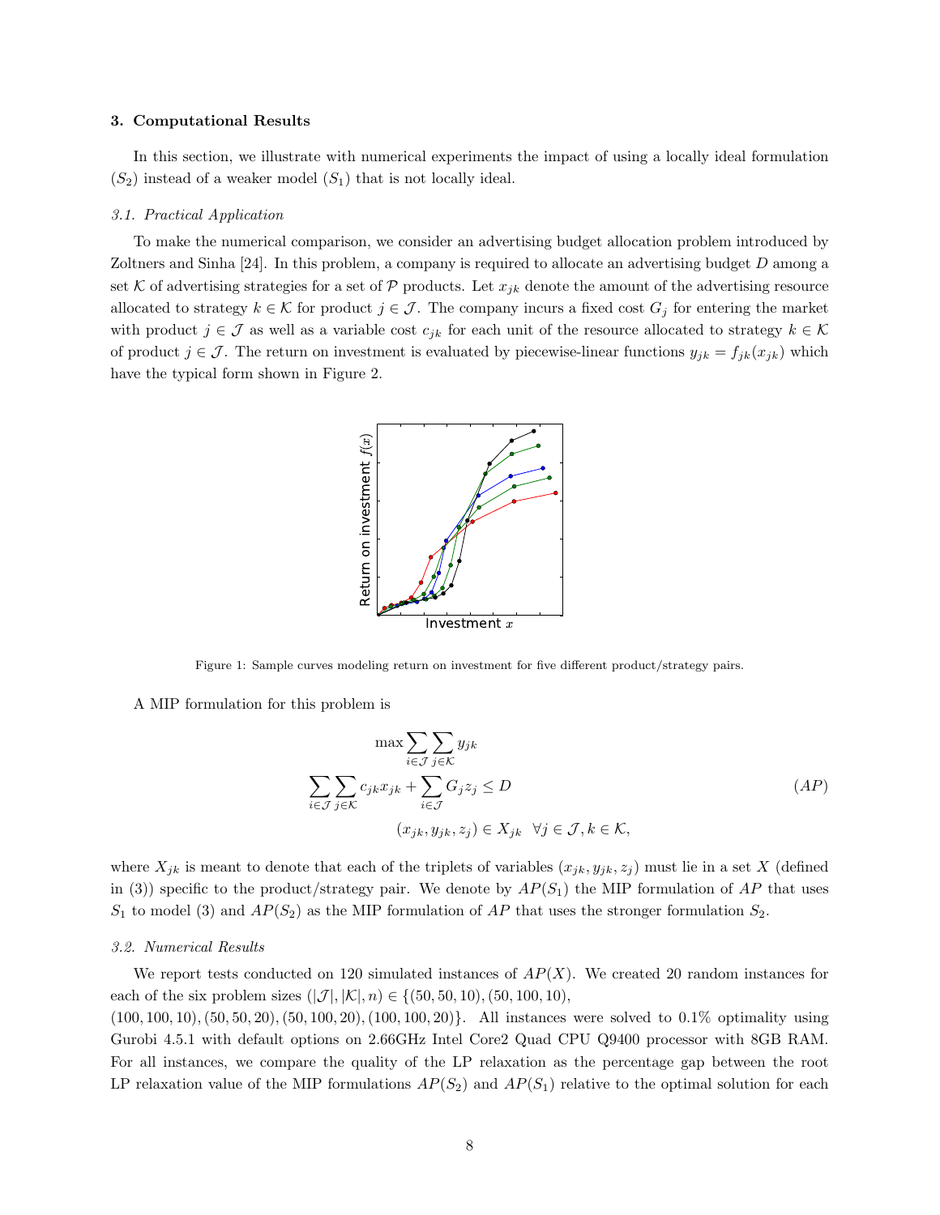## 3. Computational Results

In this section, we illustrate with numerical experiments the impact of using a locally ideal formulation ($S_2$) instead of a weaker model ($S_1$) that is not locally ideal.

### 3.1. Practical Application

To make the numerical comparison, we consider an advertising budget allocation problem introduced by Zoltners and Sinha [24]. In this problem, a company is required to allocate an advertising budget $D$ among a set $\mathcal{K}$ of advertising strategies for a set of $\mathcal{P}$ products. Let $x_{jk}$ denote the amount of the advertising resource allocated to strategy $k \in \mathcal{K}$ for product $j \in \mathcal{J}$. The company incurs a fixed cost $G_j$ for entering the market with product $j \in \mathcal{J}$ as well as a variable cost $c_{jk}$ for each unit of the resource allocated to strategy $k \in \mathcal{K}$ of product $j \in \mathcal{J}$. The return on investment is evaluated by piecewise-linear functions $y_{jk} = f_{jk}(x_{jk})$ which have the typical form shown in Figure 2.

Figure 1: Sample curves modeling return on investment for five different product/strategy pairs.

A MIP formulation for this problem is

$$
\begin{aligned}
\max \sum_{i \in \mathcal{J}} \sum_{j \in \mathcal{K}} y_{jk} & \\
\sum_{i \in \mathcal{J}} \sum_{j \in \mathcal{K}} c_{jk} x_{jk} + \sum_{i \in \mathcal{J}} G_j z_j \leq D & \qquad (AP) \\
(x_{jk}, y_{jk}, z_j) \in X_{jk} \quad \forall j \in \mathcal{J}, k \in \mathcal{K}, &
\end{aligned}
$$

where $X_{jk}$ is meant to denote that each of the triplets of variables $(x_{jk}, y_{jk}, z_j)$ must lie in a set $X$ (defined in (3)) specific to the product/strategy pair. We denote by $AP(S_1)$ the MIP formulation of $AP$ that uses $S_1$ to model (3) and $AP(S_2)$ as the MIP formulation of $AP$ that uses the stronger formulation $S_2$.

### 3.2. Numerical Results

We report tests conducted on 120 simulated instances of $AP(X)$. We created 20 random instances for each of the six problem sizes $(|\mathcal{J}|, |\mathcal{K}|, n) \in \{(50, 50, 10), (50, 100, 10), (100, 100, 10), (50, 50, 20), (50, 100, 20), (100, 100, 20)\}$. All instances were solved to 0.1% optimality using Gurobi 4.5.1 with default options on 2.66GHz Intel Core2 Quad CPU Q9400 processor with 8GB RAM. For all instances, we compare the quality of the LP relaxation as the percentage gap between the root LP relaxation value of the MIP formulations $AP(S_2)$ and $AP(S_1)$ relative to the optimal solution for each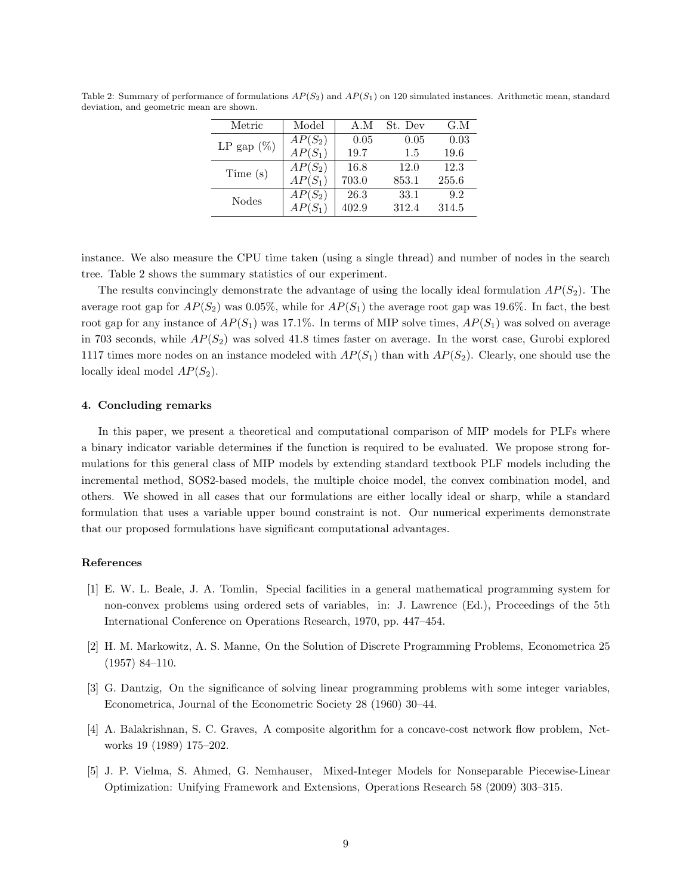Table 2: Summary of performance of formulations $AP(S_2)$ and $AP(S_1)$ on 120 simulated instances. Arithmetic mean, standard deviation, and geometric mean are shown.

| Metric | Model | A.M | St. Dev | G.M |
|---|---|---|---|---|
| LP gap (%) | $AP(S_2)$ | 0.05 | 0.05 | 0.03 |
| | $AP(S_1)$ | 19.7 | 1.5 | 19.6 |
| Time (s) | $AP(S_2)$ | 16.8 | 12.0 | 12.3 |
| | $AP(S_1)$ | 703.0 | 853.1 | 255.6 |
| Nodes | $AP(S_2)$ | 26.3 | 33.1 | 9.2 |
| | $AP(S_1)$ | 402.9 | 312.4 | 314.5 |

instance. We also measure the CPU time taken (using a single thread) and number of nodes in the search tree. Table 2 shows the summary statistics of our experiment.

The results convincingly demonstrate the advantage of using the locally ideal formulation $AP(S_2)$. The average root gap for $AP(S_2)$ was 0.05%, while for $AP(S_1)$ the average root gap was 19.6%. In fact, the best root gap for any instance of $AP(S_1)$ was 17.1%. In terms of MIP solve times, $AP(S_1)$ was solved on average in 703 seconds, while $AP(S_2)$ was solved 41.8 times faster on average. In the worst case, Gurobi explored 1117 times more nodes on an instance modeled with $AP(S_1)$ than with $AP(S_2)$. Clearly, one should use the locally ideal model $AP(S_2)$.

## 4. Concluding remarks

In this paper, we present a theoretical and computational comparison of MIP models for PLFs where a binary indicator variable determines if the function is required to be evaluated. We propose strong formulations for this general class of MIP models by extending standard textbook PLF models including the incremental method, SOS2-based models, the multiple choice model, the convex combination model, and others. We showed in all cases that our formulations are either locally ideal or sharp, while a standard formulation that uses a variable upper bound constraint is not. Our numerical experiments demonstrate that our proposed formulations have significant computational advantages.

## References

[1] E. W. L. Beale, J. A. Tomlin, Special facilities in a general mathematical programming system for non-convex problems using ordered sets of variables, in: J. Lawrence (Ed.), Proceedings of the 5th International Conference on Operations Research, 1970, pp. 447–454.

[2] H. M. Markowitz, A. S. Manne, On the Solution of Discrete Programming Problems, Econometrica 25 (1957) 84–110.

[3] G. Dantzig, On the significance of solving linear programming problems with some integer variables, Econometrica, Journal of the Econometric Society 28 (1960) 30–44.

[4] A. Balakrishnan, S. C. Graves, A composite algorithm for a concave-cost network flow problem, Networks 19 (1989) 175–202.

[5] J. P. Vielma, S. Ahmed, G. Nemhauser, Mixed-Integer Models for Nonseparable Piecewise-Linear Optimization: Unifying Framework and Extensions, Operations Research 58 (2009) 303–315.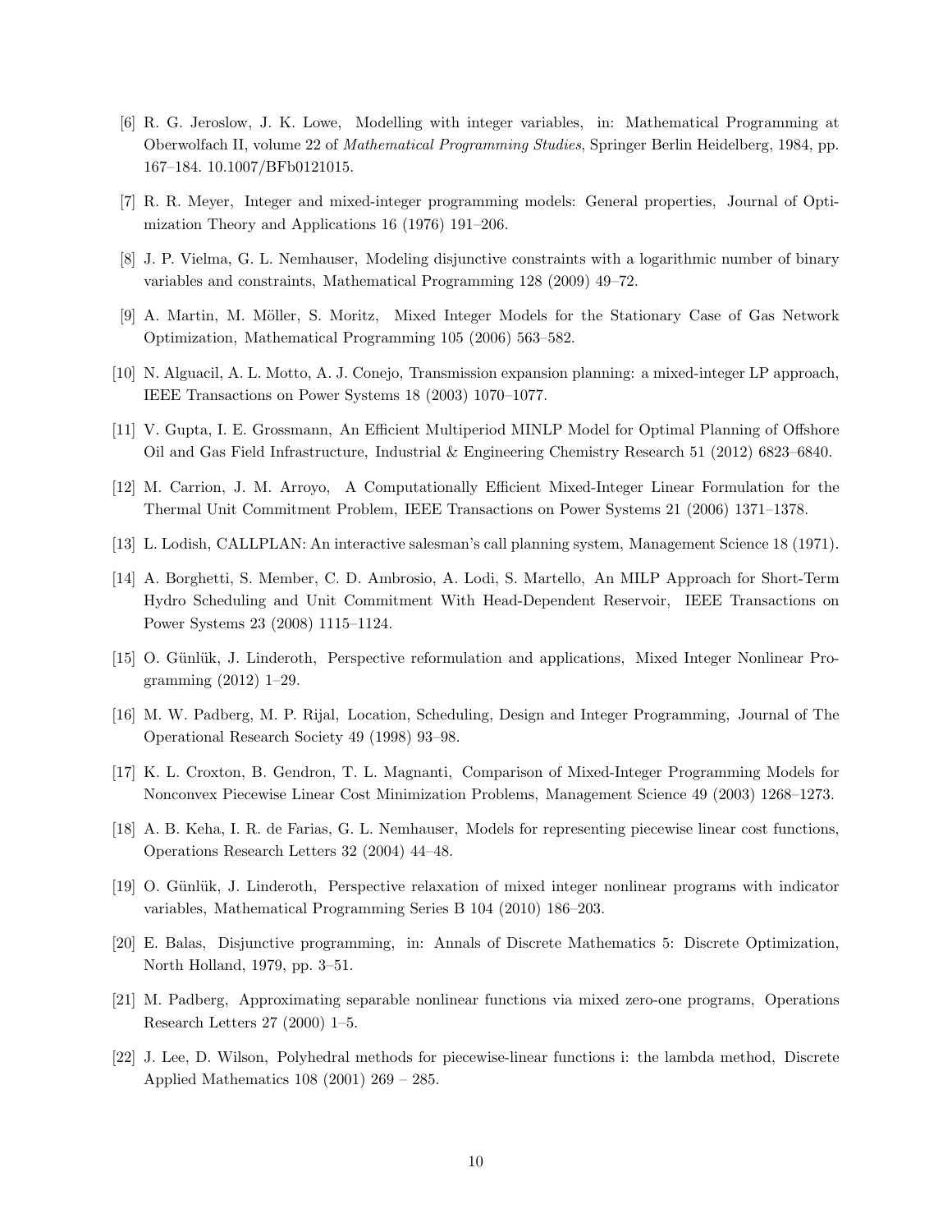[6] R. G. Jeroslow, J. K. Lowe, Modelling with integer variables, in: Mathematical Programming at Oberwolfach II, volume 22 of *Mathematical Programming Studies*, Springer Berlin Heidelberg, 1984, pp. 167–184. 10.1007/BFb0121015.

[7] R. R. Meyer, Integer and mixed-integer programming models: General properties, Journal of Optimization Theory and Applications 16 (1976) 191–206.

[8] J. P. Vielma, G. L. Nemhauser, Modeling disjunctive constraints with a logarithmic number of binary variables and constraints, Mathematical Programming 128 (2009) 49–72.

[9] A. Martin, M. Möller, S. Moritz, Mixed Integer Models for the Stationary Case of Gas Network Optimization, Mathematical Programming 105 (2006) 563–582.

[10] N. Alguacil, A. L. Motto, A. J. Conejo, Transmission expansion planning: a mixed-integer LP approach, IEEE Transactions on Power Systems 18 (2003) 1070–1077.

[11] V. Gupta, I. E. Grossmann, An Efficient Multiperiod MINLP Model for Optimal Planning of Offshore Oil and Gas Field Infrastructure, Industrial & Engineering Chemistry Research 51 (2012) 6823–6840.

[12] M. Carrion, J. M. Arroyo, A Computationally Efficient Mixed-Integer Linear Formulation for the Thermal Unit Commitment Problem, IEEE Transactions on Power Systems 21 (2006) 1371–1378.

[13] L. Lodish, CALLPLAN: An interactive salesman's call planning system, Management Science 18 (1971).

[14] A. Borghetti, S. Member, C. D. Ambrosio, A. Lodi, S. Martello, An MILP Approach for Short-Term Hydro Scheduling and Unit Commitment With Head-Dependent Reservoir, IEEE Transactions on Power Systems 23 (2008) 1115–1124.

[15] O. Günlük, J. Linderoth, Perspective reformulation and applications, Mixed Integer Nonlinear Programming (2012) 1–29.

[16] M. W. Padberg, M. P. Rijal, Location, Scheduling, Design and Integer Programming, Journal of The Operational Research Society 49 (1998) 93–98.

[17] K. L. Croxton, B. Gendron, T. L. Magnanti, Comparison of Mixed-Integer Programming Models for Nonconvex Piecewise Linear Cost Minimization Problems, Management Science 49 (2003) 1268–1273.

[18] A. B. Keha, I. R. de Farias, G. L. Nemhauser, Models for representing piecewise linear cost functions, Operations Research Letters 32 (2004) 44–48.

[19] O. Günlük, J. Linderoth, Perspective relaxation of mixed integer nonlinear programs with indicator variables, Mathematical Programming Series B 104 (2010) 186–203.

[20] E. Balas, Disjunctive programming, in: Annals of Discrete Mathematics 5: Discrete Optimization, North Holland, 1979, pp. 3–51.

[21] M. Padberg, Approximating separable nonlinear functions via mixed zero-one programs, Operations Research Letters 27 (2000) 1–5.

[22] J. Lee, D. Wilson, Polyhedral methods for piecewise-linear functions i: the lambda method, Discrete Applied Mathematics 108 (2001) 269 – 285.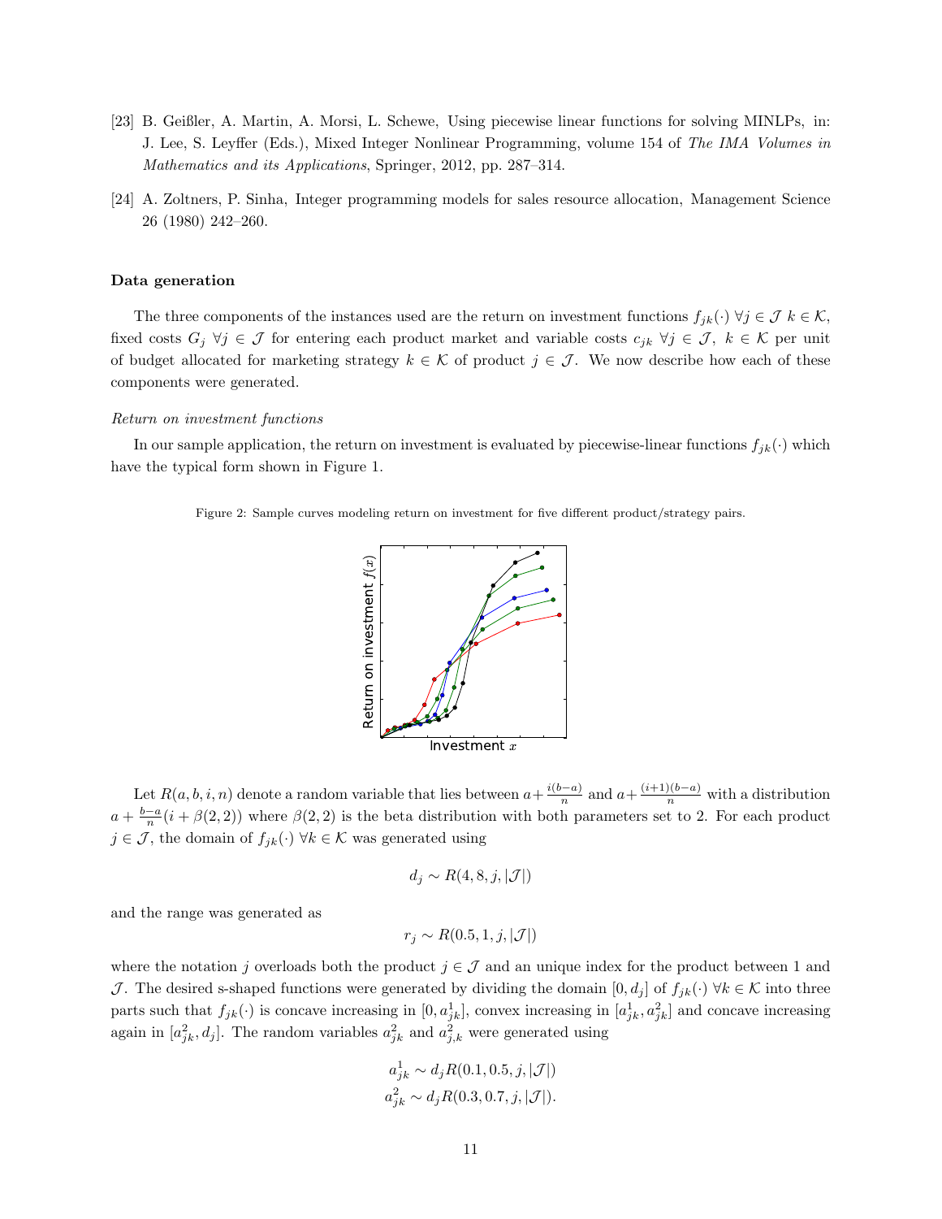[23] B. Geißler, A. Martin, A. Morsi, L. Schewe, Using piecewise linear functions for solving MINLPs, in: J. Lee, S. Leyffer (Eds.), Mixed Integer Nonlinear Programming, volume 154 of *The IMA Volumes in Mathematics and its Applications*, Springer, 2012, pp. 287–314.

[24] A. Zoltners, P. Sinha, Integer programming models for sales resource allocation, Management Science 26 (1980) 242–260.

**Data generation**

The three components of the instances used are the return on investment functions $f_{jk}(\cdot)\ \forall j \in \mathcal{J}\ k \in \mathcal{K}$, fixed costs $G_j\ \forall j \in \mathcal{J}$ for entering each product market and variable costs $c_{jk}\ \forall j \in \mathcal{J},\ k \in \mathcal{K}$ per unit of budget allocated for marketing strategy $k \in \mathcal{K}$ of product $j \in \mathcal{J}$. We now describe how each of these components were generated.

*Return on investment functions*

In our sample application, the return on investment is evaluated by piecewise-linear functions $f_{jk}(\cdot)$ which have the typical form shown in Figure 1.

Figure 2: Sample curves modeling return on investment for five different product/strategy pairs.

Let $R(a, b, i, n)$ denote a random variable that lies between $a + \frac{i(b-a)}{n}$ and $a + \frac{(i+1)(b-a)}{n}$ with a distribution $a + \frac{b-a}{n}(i + \beta(2, 2))$ where $\beta(2, 2)$ is the beta distribution with both parameters set to 2. For each product $j \in \mathcal{J}$, the domain of $f_{jk}(\cdot)\ \forall k \in \mathcal{K}$ was generated using

$$d_j \sim R(4, 8, j, |\mathcal{J}|)$$

and the range was generated as

$$r_j \sim R(0.5, 1, j, |\mathcal{J}|)$$

where the notation $j$ overloads both the product $j \in \mathcal{J}$ and an unique index for the product between 1 and $\mathcal{J}$. The desired s-shaped functions were generated by dividing the domain $[0, d_j]$ of $f_{jk}(\cdot)\ \forall k \in \mathcal{K}$ into three parts such that $f_{jk}(\cdot)$ is concave increasing in $[0, a^1_{jk}]$, convex increasing in $[a^1_{jk}, a^2_{jk}]$ and concave increasing again in $[a^2_{jk}, d_j]$. The random variables $a^2_{jk}$ and $a^2_{j,k}$ were generated using

$$a^1_{jk} \sim d_j R(0.1, 0.5, j, |\mathcal{J}|)$$
$$a^2_{jk} \sim d_j R(0.3, 0.7, j, |\mathcal{J}|).$$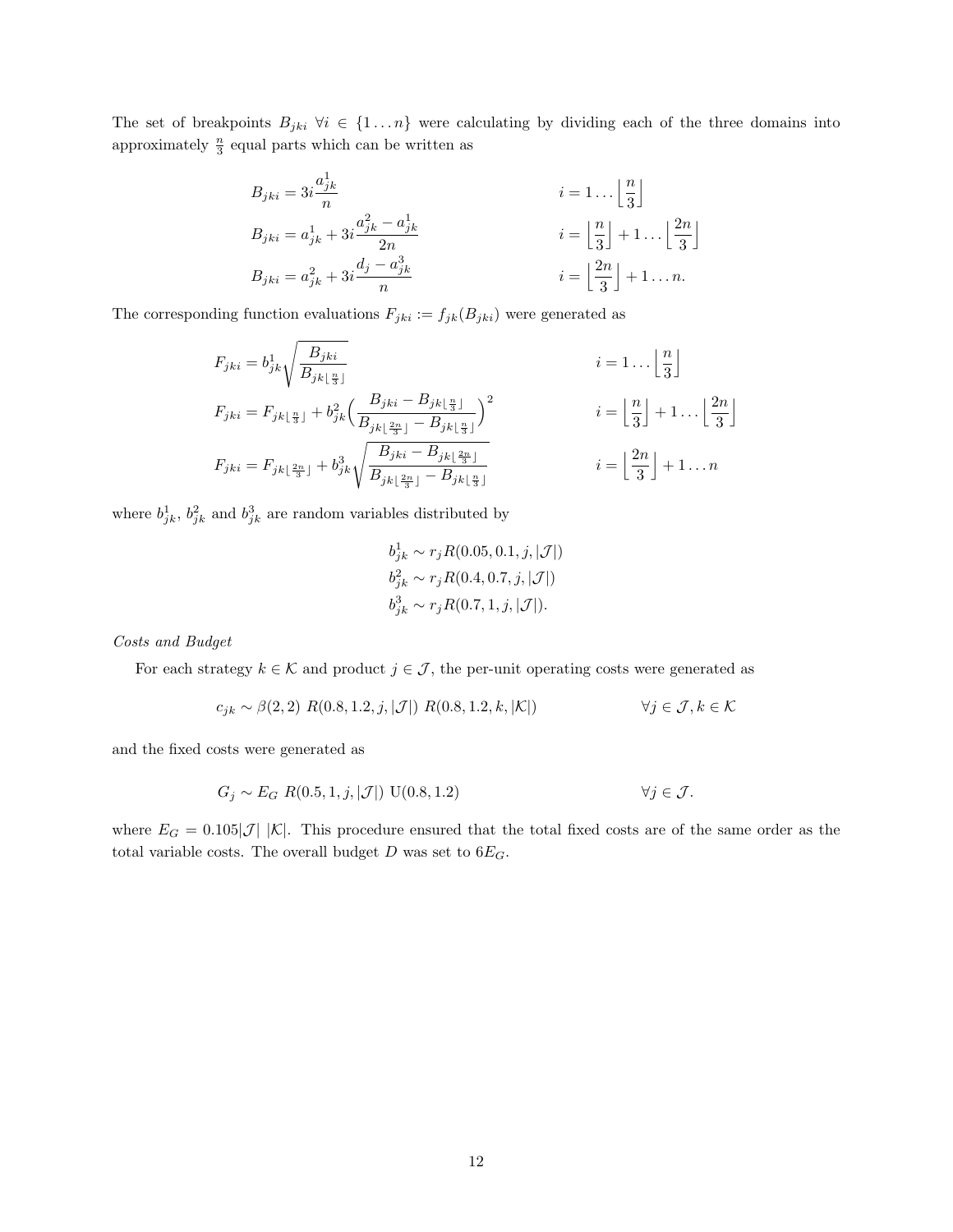The set of breakpoints $B_{jki}$ $\forall i \in \{1 \dots n\}$ were calculating by dividing each of the three domains into approximately $\frac{n}{3}$ equal parts which can be written as

$$
\begin{aligned}
B_{jki} &= 3i\frac{a^1_{jk}}{n} && i = 1 \dots \left\lfloor \frac{n}{3} \right\rfloor \\
B_{jki} &= a^1_{jk} + 3i\frac{a^2_{jk} - a^1_{jk}}{2n} && i = \left\lfloor \frac{n}{3} \right\rfloor + 1 \dots \left\lfloor \frac{2n}{3} \right\rfloor \\
B_{jki} &= a^2_{jk} + 3i\frac{d_j - a^3_{jk}}{n} && i = \left\lfloor \frac{2n}{3} \right\rfloor + 1 \dots n.
\end{aligned}
$$

The corresponding function evaluations $F_{jki} := f_{jk}(B_{jki})$ were generated as

$$
\begin{aligned}
F_{jki} &= b^1_{jk}\sqrt{\frac{B_{jki}}{B_{jk\lfloor \frac{n}{3} \rfloor}}} && i = 1 \dots \left\lfloor \frac{n}{3} \right\rfloor \\
F_{jki} &= F_{jk\lfloor \frac{n}{3} \rfloor} + b^2_{jk}\Big(\frac{B_{jki} - B_{jk\lfloor \frac{n}{3} \rfloor}}{B_{jk\lfloor \frac{2n}{3} \rfloor} - B_{jk\lfloor \frac{n}{3} \rfloor}}\Big)^2 && i = \left\lfloor \frac{n}{3} \right\rfloor + 1 \dots \left\lfloor \frac{2n}{3} \right\rfloor \\
F_{jki} &= F_{jk\lfloor \frac{2n}{3} \rfloor} + b^3_{jk}\sqrt{\frac{B_{jki} - B_{jk\lfloor \frac{2n}{3} \rfloor}}{B_{jk\lfloor \frac{2n}{3} \rfloor} - B_{jk\lfloor \frac{n}{3} \rfloor}}} && i = \left\lfloor \frac{2n}{3} \right\rfloor + 1 \dots n
\end{aligned}
$$

where $b^1_{jk}$, $b^2_{jk}$ and $b^3_{jk}$ are random variables distributed by

$$
\begin{aligned}
b^1_{jk} &\sim r_j R(0.05, 0.1, j, |\mathcal{J}|) \\
b^2_{jk} &\sim r_j R(0.4, 0.7, j, |\mathcal{J}|) \\
b^3_{jk} &\sim r_j R(0.7, 1, j, |\mathcal{J}|).
\end{aligned}
$$

*Costs and Budget*

For each strategy $k \in \mathcal{K}$ and product $j \in \mathcal{J}$, the per-unit operating costs were generated as

$$
c_{jk} \sim \beta(2, 2)\ R(0.8, 1.2, j, |\mathcal{J}|)\ R(0.8, 1.2, k, |\mathcal{K}|) \qquad \forall j \in \mathcal{J}, k \in \mathcal{K}
$$

and the fixed costs were generated as

$$
G_j \sim E_G\ R(0.5, 1, j, |\mathcal{J}|)\ \mathrm{U}(0.8, 1.2) \qquad \forall j \in \mathcal{J}.
$$

where $E_G = 0.105|\mathcal{J}|\ |\mathcal{K}|$. This procedure ensured that the total fixed costs are of the same order as the total variable costs. The overall budget $D$ was set to $6E_G$.